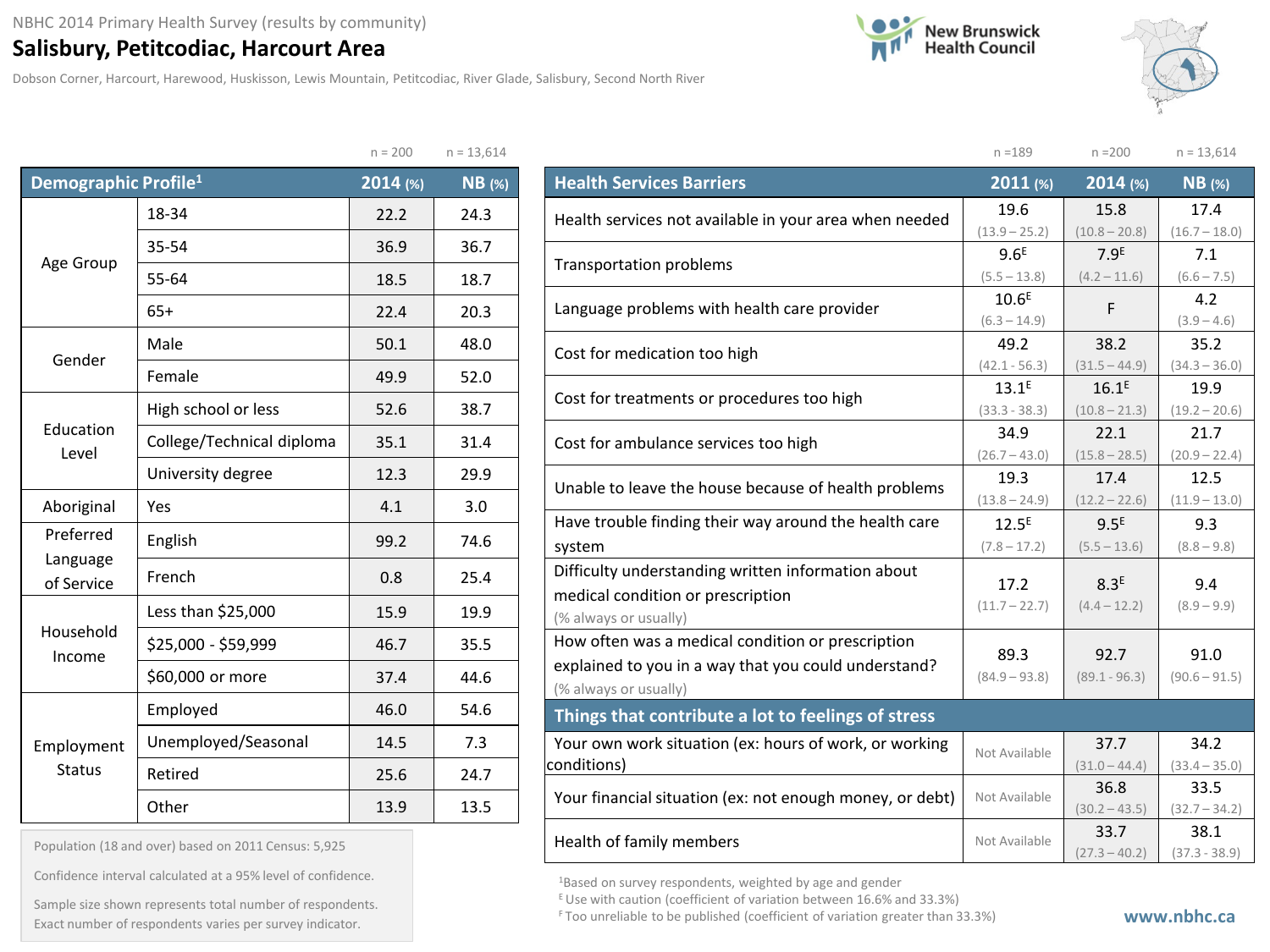NBHC 2014 Primary Health Survey (results by community)

# Salisbury, Petitcodiac, Harcourt Area

Dobson Corner, Harcourt, Harewood, Huskisson, Lewis Mountain, Petitcodiac, River Glade, Salisbury, Second North River

New Brunswick Health Council

| Demographic Profile[1] | | 2014 (%) n = 200 | NB (%) n = 13,614 |
|---|---|---|---|
| Age Group | 18-34 | 22.2 | 24.3 |
| | 35-54 | 36.9 | 36.7 |
| | 55-64 | 18.5 | 18.7 |
| | 65+ | 22.4 | 20.3 |
| Gender | Male | 50.1 | 48.0 |
| | Female | 49.9 | 52.0 |
| Education Level | High school or less | 52.6 | 38.7 |
| | College/Technical diploma | 35.1 | 31.4 |
| | University degree | 12.3 | 29.9 |
| Aboriginal | Yes | 4.1 | 3.0 |
| Preferred Language of Service | English | 99.2 | 74.6 |
| | French | 0.8 | 25.4 |
| Household Income | Less than $25,000 | 15.9 | 19.9 |
| | $25,000 - $59,999 | 46.7 | 35.5 |
| | $60,000 or more | 37.4 | 44.6 |
| Employment Status | Employed | 46.0 | 54.6 |
| | Unemployed/Seasonal | 14.5 | 7.3 |
| | Retired | 25.6 | 24.7 |
| | Other | 13.9 | 13.5 |

Population (18 and over) based on 2011 Census: 5,925

Confidence interval calculated at a 95% level of confidence.

Sample size shown represents total number of respondents. Exact number of respondents varies per survey indicator.

| Health Services Barriers | 2011 (%) n =189 | 2014 (%) n =200 | NB (%) n = 13,614 |
|---|---|---|---|
| Health services not available in your area when needed | 19.6 (13.9 – 25.2) | 15.8 (10.8 – 20.8) | 17.4 (16.7 – 18.0) |
| Transportation problems | 9.6[E] (5.5 – 13.8) | 7.9[E] (4.2 – 11.6) | 7.1 (6.6 – 7.5) |
| Language problems with health care provider | 10.6[E] (6.3 – 14.9) | F | 4.2 (3.9 – 4.6) |
| Cost for medication too high | 49.2 (42.1 - 56.3) | 38.2 (31.5 – 44.9) | 35.2 (34.3 – 36.0) |
| Cost for treatments or procedures too high | 13.1[E] (33.3 - 38.3) | 16.1[E] (10.8 – 21.3) | 19.9 (19.2 – 20.6) |
| Cost for ambulance services too high | 34.9 (26.7 – 43.0) | 22.1 (15.8 – 28.5) | 21.7 (20.9 – 22.4) |
| Unable to leave the house because of health problems | 19.3 (13.8 – 24.9) | 17.4 (12.2 – 22.6) | 12.5 (11.9 – 13.0) |
| Have trouble finding their way around the health care system | 12.5[E] (7.8 – 17.2) | 9.5[E] (5.5 – 13.6) | 9.3 (8.8 – 9.8) |
| Difficulty understanding written information about medical condition or prescription (% always or usually) | 17.2 (11.7 – 22.7) | 8.3[E] (4.4 – 12.2) | 9.4 (8.9 – 9.9) |
| How often was a medical condition or prescription explained to you in a way that you could understand? (% always or usually) | 89.3 (84.9 – 93.8) | 92.7 (89.1 - 96.3) | 91.0 (90.6 – 91.5) |
| **Things that contribute a lot to feelings of stress** | | | |
| Your own work situation (ex: hours of work, or working conditions) | Not Available | 37.7 (31.0 – 44.4) | 34.2 (33.4 – 35.0) |
| Your financial situation (ex: not enough money, or debt) | Not Available | 36.8 (30.2 – 43.5) | 33.5 (32.7 – 34.2) |
| Health of family members | Not Available | 33.7 (27.3 – 40.2) | 38.1 (37.3 - 38.9) |

[1]Based on survey respondents, weighted by age and gender

[E] Use with caution (coefficient of variation between 16.6% and 33.3%)

[F] Too unreliable to be published (coefficient of variation greater than 33.3%)

www.nbhc.ca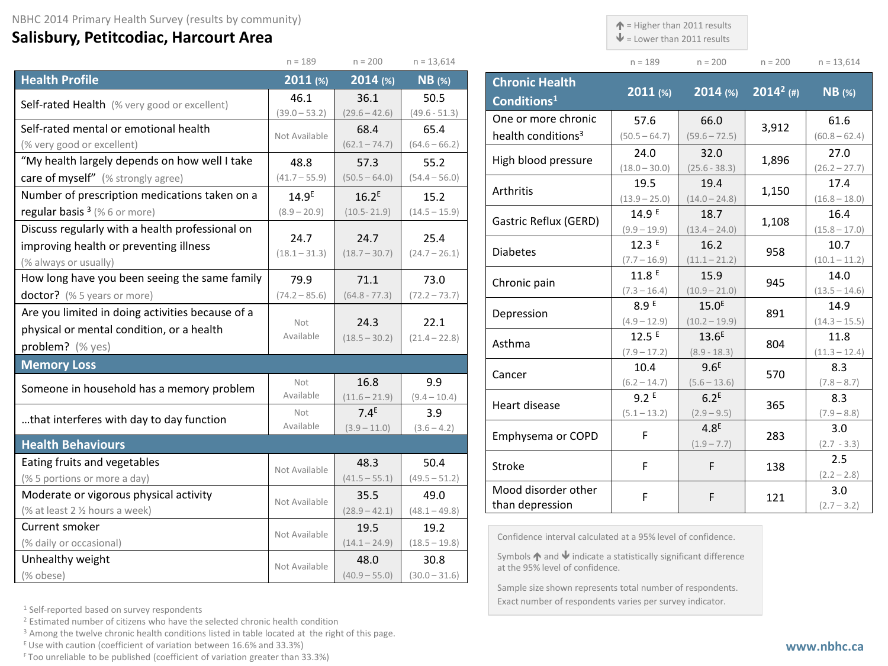NBHC 2014 Primary Health Survey (results by community)

# Salisbury, Petitcodiac, Harcourt Area

↑ = Higher than 2011 results
↓ = Lower than 2011 results

| Health Profile | 2011 (%) n = 189 | 2014 (%) n = 200 | NB (%) n = 13,614 |
|---|---|---|---|
| Self-rated Health (% very good or excellent) | 46.1 (39.0 – 53.2) | 36.1 (29.6 – 42.6) | 50.5 (49.6 - 51.3) |
| Self-rated mental or emotional health (% very good or excellent) | Not Available | 68.4 (62.1 – 74.7) | 65.4 (64.6 – 66.2) |
| "My health largely depends on how well I take care of myself" (% strongly agree) | 48.8 (41.7 – 55.9) | 57.3 (50.5 – 64.0) | 55.2 (54.4 – 56.0) |
| Number of prescription medications taken on a regular basis [3] (% 6 or more) | 14.9[E] (8.9 – 20.9) | 16.2[E] (10.5- 21.9) | 15.2 (14.5 – 15.9) |
| Discuss regularly with a health professional on improving health or preventing illness (% always or usually) | 24.7 (18.1 – 31.3) | 24.7 (18.7 – 30.7) | 25.4 (24.7 – 26.1) |
| How long have you been seeing the same family doctor? (% 5 years or more) | 79.9 (74.2 – 85.6) | 71.1 (64.8 - 77.3) | 73.0 (72.2 – 73.7) |
| Are you limited in doing activities because of a physical or mental condition, or a health problem? (% yes) | Not Available | 24.3 (18.5 – 30.2) | 22.1 (21.4 – 22.8) |
| **Memory Loss** | | | |
| Someone in household has a memory problem | Not Available | 16.8 (11.6 – 21.9) | 9.9 (9.4 – 10.4) |
| …that interferes with day to day function | Not Available | 7.4[E] (3.9 – 11.0) | 3.9 (3.6 – 4.2) |
| **Health Behaviours** | | | |
| Eating fruits and vegetables (% 5 portions or more a day) | Not Available | 48.3 (41.5 – 55.1) | 50.4 (49.5 – 51.2) |
| Moderate or vigorous physical activity (% at least 2 ½ hours a week) | Not Available | 35.5 (28.9 – 42.1) | 49.0 (48.1 – 49.8) |
| Current smoker (% daily or occasional) | Not Available | 19.5 (14.1 – 24.9) | 19.2 (18.5 – 19.8) |
| Unhealthy weight (% obese) | Not Available | 48.0 (40.9 – 55.0) | 30.8 (30.0 – 31.6) |

| Chronic Health Conditions[1] | 2011 (%) n = 189 | 2014 (%) n = 200 | 2014[2] (#) n = 200 | NB (%) n = 13,614 |
|---|---|---|---|---|
| One or more chronic health conditions[3] | 57.6 (50.5 – 64.7) | 66.0 (59.6 – 72.5) | 3,912 | 61.6 (60.8 – 62.4) |
| High blood pressure | 24.0 (18.0 – 30.0) | 32.0 (25.6 - 38.3) | 1,896 | 27.0 (26.2 – 27.7) |
| Arthritis | 19.5 (13.9 – 25.0) | 19.4 (14.0 – 24.8) | 1,150 | 17.4 (16.8 – 18.0) |
| Gastric Reflux (GERD) | 14.9 [E] (9.9 – 19.9) | 18.7 (13.4 – 24.0) | 1,108 | 16.4 (15.8 – 17.0) |
| Diabetes | 12.3 [E] (7.7 – 16.9) | 16.2 (11.1 – 21.2) | 958 | 10.7 (10.1 – 11.2) |
| Chronic pain | 11.8 [E] (7.3 – 16.4) | 15.9 (10.9 – 21.0) | 945 | 14.0 (13.5 – 14.6) |
| Depression | 8.9 [E] (4.9 – 12.9) | 15.0[E] (10.2 – 19.9) | 891 | 14.9 (14.3 – 15.5) |
| Asthma | 12.5 [E] (7.9 – 17.2) | 13.6[E] (8.9 - 18.3) | 804 | 11.8 (11.3 – 12.4) |
| Cancer | 10.4 (6.2 – 14.7) | 9.6[E] (5.6 – 13.6) | 570 | 8.3 (7.8 – 8.7) |
| Heart disease | 9.2 [E] (5.1 – 13.2) | 6.2[E] (2.9 – 9.5) | 365 | 8.3 (7.9 – 8.8) |
| Emphysema or COPD | F | 4.8[E] (1.9 – 7.7) | 283 | 3.0 (2.7 - 3.3) |
| Stroke | F | F | 138 | 2.5 (2.2 – 2.8) |
| Mood disorder other than depression | F | F | 121 | 3.0 (2.7 – 3.2) |

Confidence interval calculated at a 95% level of confidence.

Symbols ↑ and ↓ indicate a statistically significant difference at the 95% level of confidence.

Sample size shown represents total number of respondents. Exact number of respondents varies per survey indicator.

[1] Self-reported based on survey respondents
[2] Estimated number of citizens who have the selected chronic health condition
[3] Among the twelve chronic health conditions listed in table located at the right of this page.
[E] Use with caution (coefficient of variation between 16.6% and 33.3%)
[F] Too unreliable to be published (coefficient of variation greater than 33.3%)

www.nbhc.ca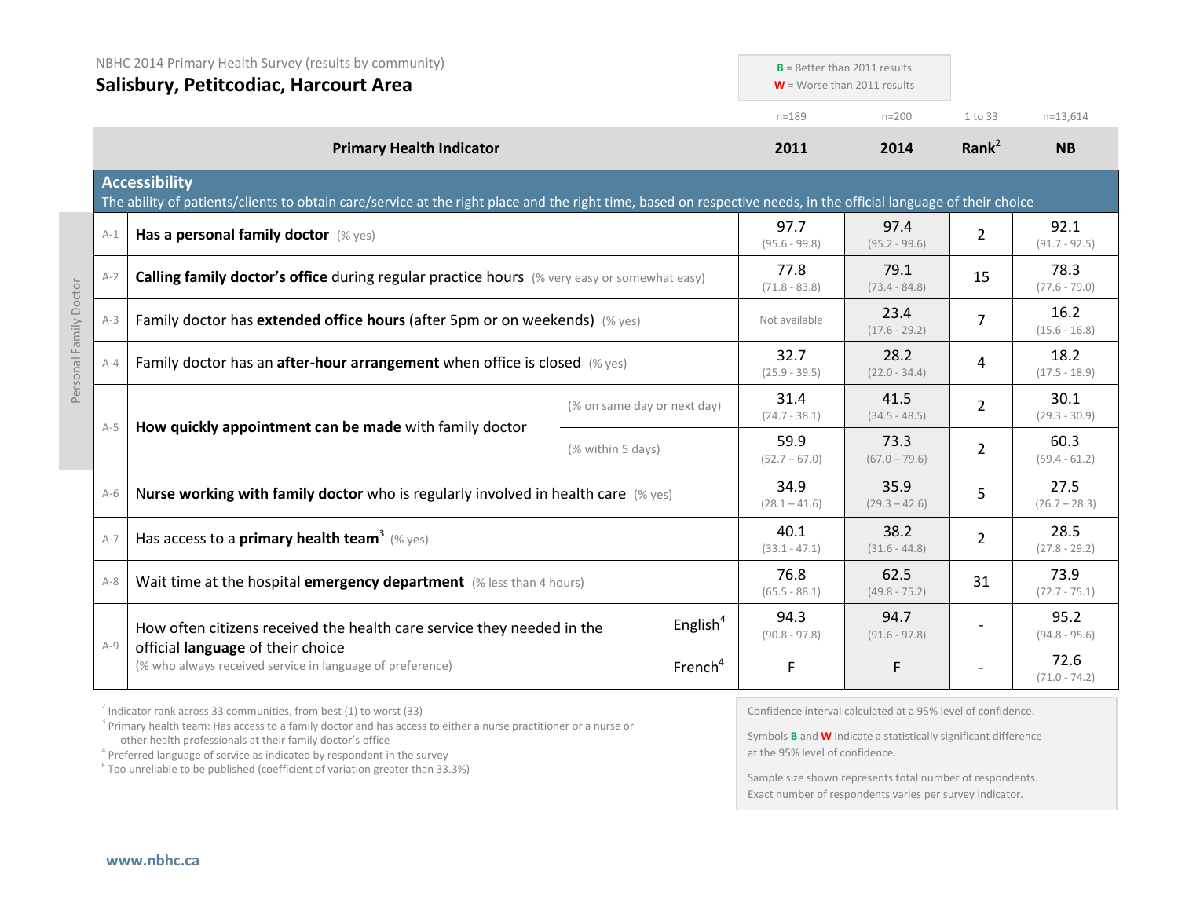NBHC 2014 Primary Health Survey (results by community)

# Salisbury, Petitcodiac, Harcourt Area

**B** = Better than 2011 results
**W** = Worse than 2011 results

| | Primary Health Indicator | | 2011 (n=189) | 2014 (n=200) | Rank[2] (1 to 33) | NB (n=13,614) |
|---|---|---|---|---|---|---|
| | **Accessibility** The ability of patients/clients to obtain care/service at the right place and the right time, based on respective needs, in the official language of their choice | | | | | |
| A-1 | **Has a personal family doctor** (% yes) | | 97.7 (95.6 - 99.8) | 97.4 (95.2 - 99.6) | 2 | 92.1 (91.7 - 92.5) |
| A-2 | **Calling family doctor's office** during regular practice hours (% very easy or somewhat easy) | | 77.8 (71.8 - 83.8) | 79.1 (73.4 - 84.8) | 15 | 78.3 (77.6 - 79.0) |
| A-3 | Family doctor has **extended office hours** (after 5pm or on weekends) (% yes) | | Not available | 23.4 (17.6 - 29.2) | 7 | 16.2 (15.6 - 16.8) |
| A-4 | Family doctor has an **after-hour arrangement** when office is closed (% yes) | | 32.7 (25.9 - 39.5) | 28.2 (22.0 - 34.4) | 4 | 18.2 (17.5 - 18.9) |
| A-5 | **How quickly appointment can be made** with family doctor | (% on same day or next day) | 31.4 (24.7 - 38.1) | 41.5 (34.5 - 48.5) | 2 | 30.1 (29.3 - 30.9) |
| | | (% within 5 days) | 59.9 (52.7 – 67.0) | 73.3 (67.0 – 79.6) | 2 | 60.3 (59.4 - 61.2) |
| A-6 | **Nurse working with family doctor** who is regularly involved in health care (% yes) | | 34.9 (28.1 – 41.6) | 35.9 (29.3 – 42.6) | 5 | 27.5 (26.7 – 28.3) |
| A-7 | Has access to a **primary health team**[3] (% yes) | | 40.1 (33.1 - 47.1) | 38.2 (31.6 - 44.8) | 2 | 28.5 (27.8 - 29.2) |
| A-8 | Wait time at the hospital **emergency department** (% less than 4 hours) | | 76.8 (65.5 - 88.1) | 62.5 (49.8 - 75.2) | 31 | 73.9 (72.7 - 75.1) |
| A-9 | How often citizens received the health care service they needed in the official **language** of their choice (% who always received service in language of preference) | English[4] | 94.3 (90.8 - 97.8) | 94.7 (91.6 - 97.8) | - | 95.2 (94.8 - 95.6) |
| | | French[4] | F | F | - | 72.6 (71.0 - 74.2) |

Personal Family Doctor: A-1 to A-5

[2] Indicator rank across 33 communities, from best (1) to worst (33)
[3] Primary health team: Has access to a family doctor and has access to either a nurse practitioner or a nurse or other health professionals at their family doctor's office
[4] Preferred language of service as indicated by respondent in the survey
[F] Too unreliable to be published (coefficient of variation greater than 33.3%)

Confidence interval calculated at a 95% level of confidence.

Symbols **B** and **W** indicate a statistically significant difference at the 95% level of confidence.

Sample size shown represents total number of respondents. Exact number of respondents varies per survey indicator.

www.nbhc.ca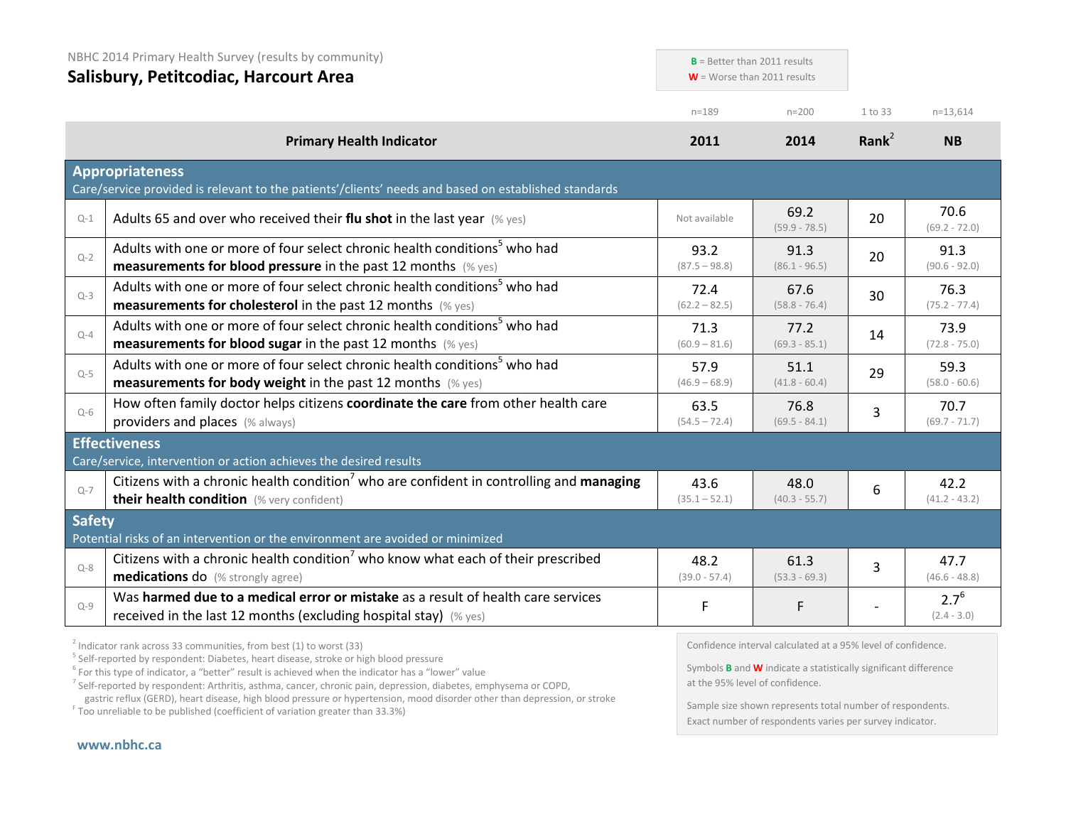NBHC 2014 Primary Health Survey (results by community)

## Salisbury, Petitcodiac, Harcourt Area

**B** = Better than 2011 results
**W** = Worse than 2011 results

| | Primary Health Indicator | 2011 (n=189) | 2014 (n=200) | Rank[2] (1 to 33) | NB (n=13,614) |
|---|---|---|---|---|---|
| | **Appropriateness** Care/service provided is relevant to the patients'/clients' needs and based on established standards | | | | |
| Q-1 | Adults 65 and over who received their **flu shot** in the last year (% yes) | Not available | 69.2 (59.9 - 78.5) | 20 | 70.6 (69.2 - 72.0) |
| Q-2 | Adults with one or more of four select chronic health conditions[5] who had **measurements for blood pressure** in the past 12 months (% yes) | 93.2 (87.5 – 98.8) | 91.3 (86.1 - 96.5) | 20 | 91.3 (90.6 - 92.0) |
| Q-3 | Adults with one or more of four select chronic health conditions[5] who had **measurements for cholesterol** in the past 12 months (% yes) | 72.4 (62.2 – 82.5) | 67.6 (58.8 - 76.4) | 30 | 76.3 (75.2 - 77.4) |
| Q-4 | Adults with one or more of four select chronic health conditions[5] who had **measurements for blood sugar** in the past 12 months (% yes) | 71.3 (60.9 – 81.6) | 77.2 (69.3 - 85.1) | 14 | 73.9 (72.8 - 75.0) |
| Q-5 | Adults with one or more of four select chronic health conditions[5] who had **measurements for body weight** in the past 12 months (% yes) | 57.9 (46.9 – 68.9) | 51.1 (41.8 - 60.4) | 29 | 59.3 (58.0 - 60.6) |
| Q-6 | How often family doctor helps citizens **coordinate the care** from other health care providers and places (% always) | 63.5 (54.5 – 72.4) | 76.8 (69.5 - 84.1) | 3 | 70.7 (69.7 - 71.7) |
| | **Effectiveness** Care/service, intervention or action achieves the desired results | | | | |
| Q-7 | Citizens with a chronic health condition[7] who are confident in controlling and **managing their health condition** (% very confident) | 43.6 (35.1 – 52.1) | 48.0 (40.3 - 55.7) | 6 | 42.2 (41.2 - 43.2) |
| | **Safety** Potential risks of an intervention or the environment are avoided or minimized | | | | |
| Q-8 | Citizens with a chronic health condition[7] who know what each of their prescribed **medications** do (% strongly agree) | 48.2 (39.0 - 57.4) | 61.3 (53.3 - 69.3) | 3 | 47.7 (46.6 - 48.8) |
| Q-9 | Was **harmed due to a medical error or mistake** as a result of health care services received in the last 12 months (excluding hospital stay) (% yes) | F | F | - | 2.7[6] (2.4 - 3.0) |

[2] Indicator rank across 33 communities, from best (1) to worst (33)
[5] Self-reported by respondent: Diabetes, heart disease, stroke or high blood pressure
[6] For this type of indicator, a "better" result is achieved when the indicator has a "lower" value
[7] Self-reported by respondent: Arthritis, asthma, cancer, chronic pain, depression, diabetes, emphysema or COPD, gastric reflux (GERD), heart disease, high blood pressure or hypertension, mood disorder other than depression, or stroke
[F] Too unreliable to be published (coefficient of variation greater than 33.3%)

Confidence interval calculated at a 95% level of confidence.

Symbols **B** and **W** indicate a statistically significant difference at the 95% level of confidence.

Sample size shown represents total number of respondents. Exact number of respondents varies per survey indicator.

www.nbhc.ca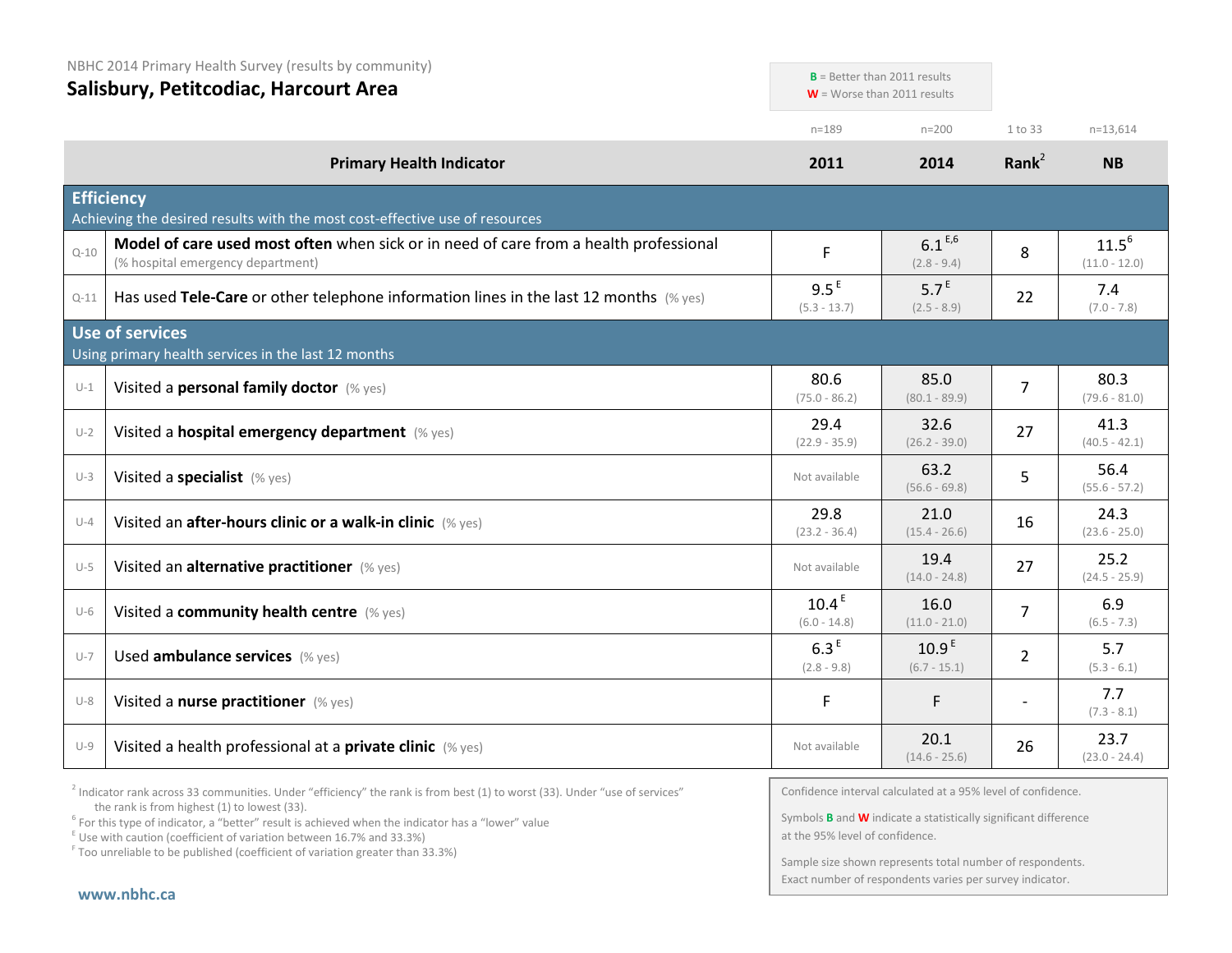NBHC 2014 Primary Health Survey (results by community)

# Salisbury, Petitcodiac, Harcourt Area

**B** = Better than 2011 results
**W** = Worse than 2011 results

| | Primary Health Indicator | 2011 (n=189) | 2014 (n=200) | Rank[2] (1 to 33) | NB (n=13,614) |
|---|---|---|---|---|---|
| | **Efficiency** Achieving the desired results with the most cost-effective use of resources | | | | |
| Q-10 | **Model of care used most often** when sick or in need of care from a health professional (% hospital emergency department) | F | 6.1 [E,6] (2.8 - 9.4) | 8 | 11.5 [6] (11.0 - 12.0) |
| Q-11 | Has used **Tele-Care** or other telephone information lines in the last 12 months (% yes) | 9.5 [E] (5.3 - 13.7) | 5.7 [E] (2.5 - 8.9) | 22 | 7.4 (7.0 - 7.8) |
| | **Use of services** Using primary health services in the last 12 months | | | | |
| U-1 | Visited a **personal family doctor** (% yes) | 80.6 (75.0 - 86.2) | 85.0 (80.1 - 89.9) | 7 | 80.3 (79.6 - 81.0) |
| U-2 | Visited a **hospital emergency department** (% yes) | 29.4 (22.9 - 35.9) | 32.6 (26.2 - 39.0) | 27 | 41.3 (40.5 - 42.1) |
| U-3 | Visited a **specialist** (% yes) | Not available | 63.2 (56.6 - 69.8) | 5 | 56.4 (55.6 - 57.2) |
| U-4 | Visited an **after-hours clinic or a walk-in clinic** (% yes) | 29.8 (23.2 - 36.4) | 21.0 (15.4 - 26.6) | 16 | 24.3 (23.6 - 25.0) |
| U-5 | Visited an **alternative practitioner** (% yes) | Not available | 19.4 (14.0 - 24.8) | 27 | 25.2 (24.5 - 25.9) |
| U-6 | Visited a **community health centre** (% yes) | 10.4 [E] (6.0 - 14.8) | 16.0 (11.0 - 21.0) | 7 | 6.9 (6.5 - 7.3) |
| U-7 | Used **ambulance services** (% yes) | 6.3 [E] (2.8 - 9.8) | 10.9 [E] (6.7 - 15.1) | 2 | 5.7 (5.3 - 6.1) |
| U-8 | Visited a **nurse practitioner** (% yes) | F | F | - | 7.7 (7.3 - 8.1) |
| U-9 | Visited a health professional at a **private clinic** (% yes) | Not available | 20.1 (14.6 - 25.6) | 26 | 23.7 (23.0 - 24.4) |

[2] Indicator rank across 33 communities. Under "efficiency" the rank is from best (1) to worst (33). Under "use of services" the rank is from highest (1) to lowest (33).
[6] For this type of indicator, a "better" result is achieved when the indicator has a "lower" value
[E] Use with caution (coefficient of variation between 16.7% and 33.3%)
[F] Too unreliable to be published (coefficient of variation greater than 33.3%)

Confidence interval calculated at a 95% level of confidence.

Symbols **B** and **W** indicate a statistically significant difference at the 95% level of confidence.

Sample size shown represents total number of respondents. Exact number of respondents varies per survey indicator.

www.nbhc.ca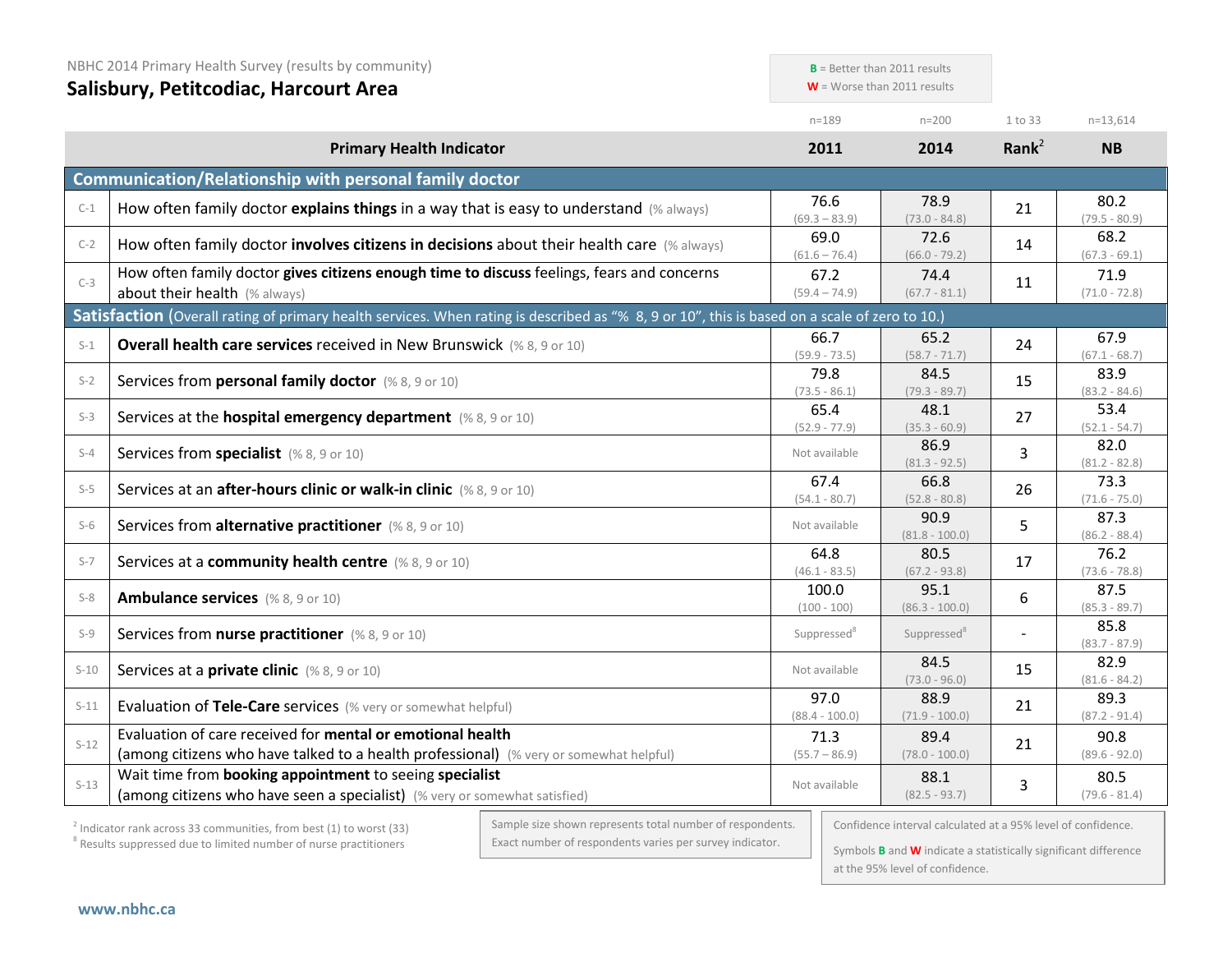NBHC 2014 Primary Health Survey (results by community)

# Salisbury, Petitcodiac, Harcourt Area

**B** = Better than 2011 results
**W** = Worse than 2011 results

| | Primary Health Indicator | 2011 (n=189) | 2014 (n=200) | Rank[2] (1 to 33) | NB (n=13,614) |
|---|---|---|---|---|---|
| | **Communication/Relationship with personal family doctor** | | | | |
| C-1 | How often family doctor **explains things** in a way that is easy to understand (% always) | 76.6 (69.3 – 83.9) | 78.9 (73.0 - 84.8) | 21 | 80.2 (79.5 - 80.9) |
| C-2 | How often family doctor **involves citizens in decisions** about their health care (% always) | 69.0 (61.6 – 76.4) | 72.6 (66.0 - 79.2) | 14 | 68.2 (67.3 - 69.1) |
| C-3 | How often family doctor **gives citizens enough time to discuss** feelings, fears and concerns about their health (% always) | 67.2 (59.4 – 74.9) | 74.4 (67.7 - 81.1) | 11 | 71.9 (71.0 - 72.8) |
| | **Satisfaction** (Overall rating of primary health services. When rating is described as "% 8, 9 or 10", this is based on a scale of zero to 10.) | | | | |
| S-1 | **Overall health care services** received in New Brunswick (% 8, 9 or 10) | 66.7 (59.9 - 73.5) | 65.2 (58.7 - 71.7) | 24 | 67.9 (67.1 - 68.7) |
| S-2 | Services from **personal family doctor** (% 8, 9 or 10) | 79.8 (73.5 - 86.1) | 84.5 (79.3 - 89.7) | 15 | 83.9 (83.2 - 84.6) |
| S-3 | Services at the **hospital emergency department** (% 8, 9 or 10) | 65.4 (52.9 - 77.9) | 48.1 (35.3 - 60.9) | 27 | 53.4 (52.1 - 54.7) |
| S-4 | Services from **specialist** (% 8, 9 or 10) | Not available | 86.9 (81.3 - 92.5) | 3 | 82.0 (81.2 - 82.8) |
| S-5 | Services at an **after-hours clinic or walk-in clinic** (% 8, 9 or 10) | 67.4 (54.1 - 80.7) | 66.8 (52.8 - 80.8) | 26 | 73.3 (71.6 - 75.0) |
| S-6 | Services from **alternative practitioner** (% 8, 9 or 10) | Not available | 90.9 (81.8 - 100.0) | 5 | 87.3 (86.2 - 88.4) |
| S-7 | Services at a **community health centre** (% 8, 9 or 10) | 64.8 (46.1 - 83.5) | 80.5 (67.2 - 93.8) | 17 | 76.2 (73.6 - 78.8) |
| S-8 | **Ambulance services** (% 8, 9 or 10) | 100.0 (100 - 100) | 95.1 (86.3 - 100.0) | 6 | 87.5 (85.3 - 89.7) |
| S-9 | Services from **nurse practitioner** (% 8, 9 or 10) | Suppressed[8] | Suppressed[8] | - | 85.8 (83.7 - 87.9) |
| S-10 | Services at a **private clinic** (% 8, 9 or 10) | Not available | 84.5 (73.0 - 96.0) | 15 | 82.9 (81.6 - 84.2) |
| S-11 | Evaluation of **Tele-Care** services (% very or somewhat helpful) | 97.0 (88.4 - 100.0) | 88.9 (71.9 - 100.0) | 21 | 89.3 (87.2 - 91.4) |
| S-12 | Evaluation of care received for **mental or emotional health** (among citizens who have talked to a health professional) (% very or somewhat helpful) | 71.3 (55.7 – 86.9) | 89.4 (78.0 - 100.0) | 21 | 90.8 (89.6 - 92.0) |
| S-13 | Wait time from **booking appointment** to seeing **specialist** (among citizens who have seen a specialist) (% very or somewhat satisfied) | Not available | 88.1 (82.5 - 93.7) | 3 | 80.5 (79.6 - 81.4) |

[2] Indicator rank across 33 communities, from best (1) to worst (33)
[8] Results suppressed due to limited number of nurse practitioners

Sample size shown represents total number of respondents. Exact number of respondents varies per survey indicator.

Confidence interval calculated at a 95% level of confidence.

Symbols **B** and **W** indicate a statistically significant difference at the 95% level of confidence.

www.nbhc.ca